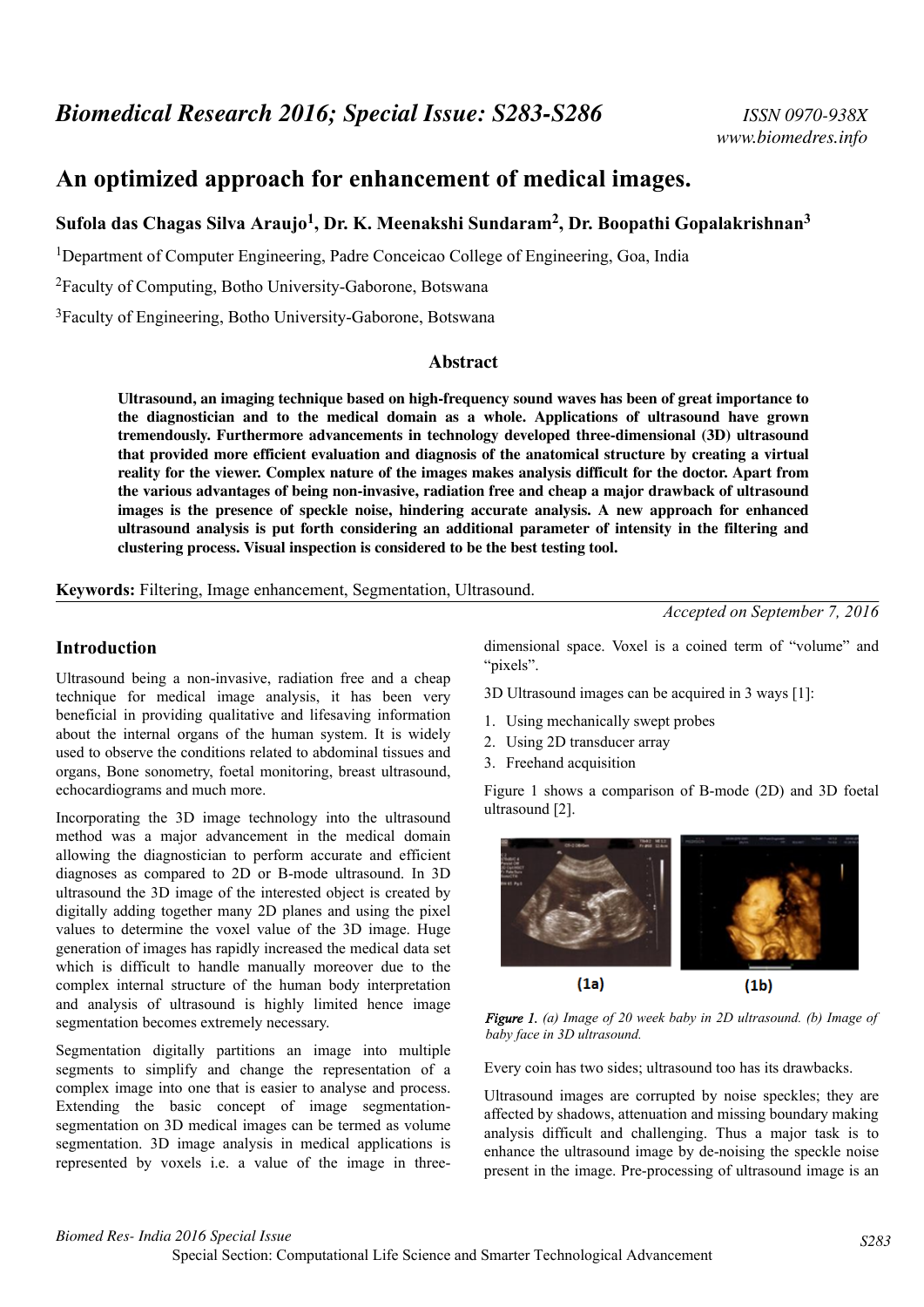# An optimized approach for enhancement of medical images.

**Sufola das Chagas Silva Araujo[1], Dr. K. Meenakshi Sundaram[2], Dr. Boopathi Gopalakrishnan[3]**

[1]Department of Computer Engineering, Padre Conceicao College of Engineering, Goa, India

[2]Faculty of Computing, Botho University-Gaborone, Botswana

[3]Faculty of Engineering, Botho University-Gaborone, Botswana

## Abstract

**Ultrasound, an imaging technique based on high-frequency sound waves has been of great importance to the diagnostician and to the medical domain as a whole. Applications of ultrasound have grown tremendously. Furthermore advancements in technology developed three-dimensional (3D) ultrasound that provided more efficient evaluation and diagnosis of the anatomical structure by creating a virtual reality for the viewer. Complex nature of the images makes analysis difficult for the doctor. Apart from the various advantages of being non-invasive, radiation free and cheap a major drawback of ultrasound images is the presence of speckle noise, hindering accurate analysis. A new approach for enhanced ultrasound analysis is put forth considering an additional parameter of intensity in the filtering and clustering process. Visual inspection is considered to be the best testing tool.**

**Keywords:** Filtering, Image enhancement, Segmentation, Ultrasound.

*Accepted on September 7, 2016*

## Introduction

Ultrasound being a non-invasive, radiation free and a cheap technique for medical image analysis, it has been very beneficial in providing qualitative and lifesaving information about the internal organs of the human system. It is widely used to observe the conditions related to abdominal tissues and organs, Bone sonometry, foetal monitoring, breast ultrasound, echocardiograms and much more.

Incorporating the 3D image technology into the ultrasound method was a major advancement in the medical domain allowing the diagnostician to perform accurate and efficient diagnoses as compared to 2D or B-mode ultrasound. In 3D ultrasound the 3D image of the interested object is created by digitally adding together many 2D planes and using the pixel values to determine the voxel value of the 3D image. Huge generation of images has rapidly increased the medical data set which is difficult to handle manually moreover due to the complex internal structure of the human body interpretation and analysis of ultrasound is highly limited hence image segmentation becomes extremely necessary.

Segmentation digitally partitions an image into multiple segments to simplify and change the representation of a complex image into one that is easier to analyse and process. Extending the basic concept of image segmentation-segmentation on 3D medical images can be termed as volume segmentation. 3D image analysis in medical applications is represented by voxels i.e. a value of the image in three-dimensional space. Voxel is a coined term of "volume" and "pixels".

3D Ultrasound images can be acquired in 3 ways [1]:

1. Using mechanically swept probes
2. Using 2D transducer array
3. Freehand acquisition

Figure 1 shows a comparison of B-mode (2D) and 3D foetal ultrasound [2].

(1a) (1b)

*Figure 1. (a) Image of 20 week baby in 2D ultrasound. (b) Image of baby face in 3D ultrasound.*

Every coin has two sides; ultrasound too has its drawbacks.

Ultrasound images are corrupted by noise speckles; they are affected by shadows, attenuation and missing boundary making analysis difficult and challenging. Thus a major task is to enhance the ultrasound image by de-noising the speckle noise present in the image. Pre-processing of ultrasound image is an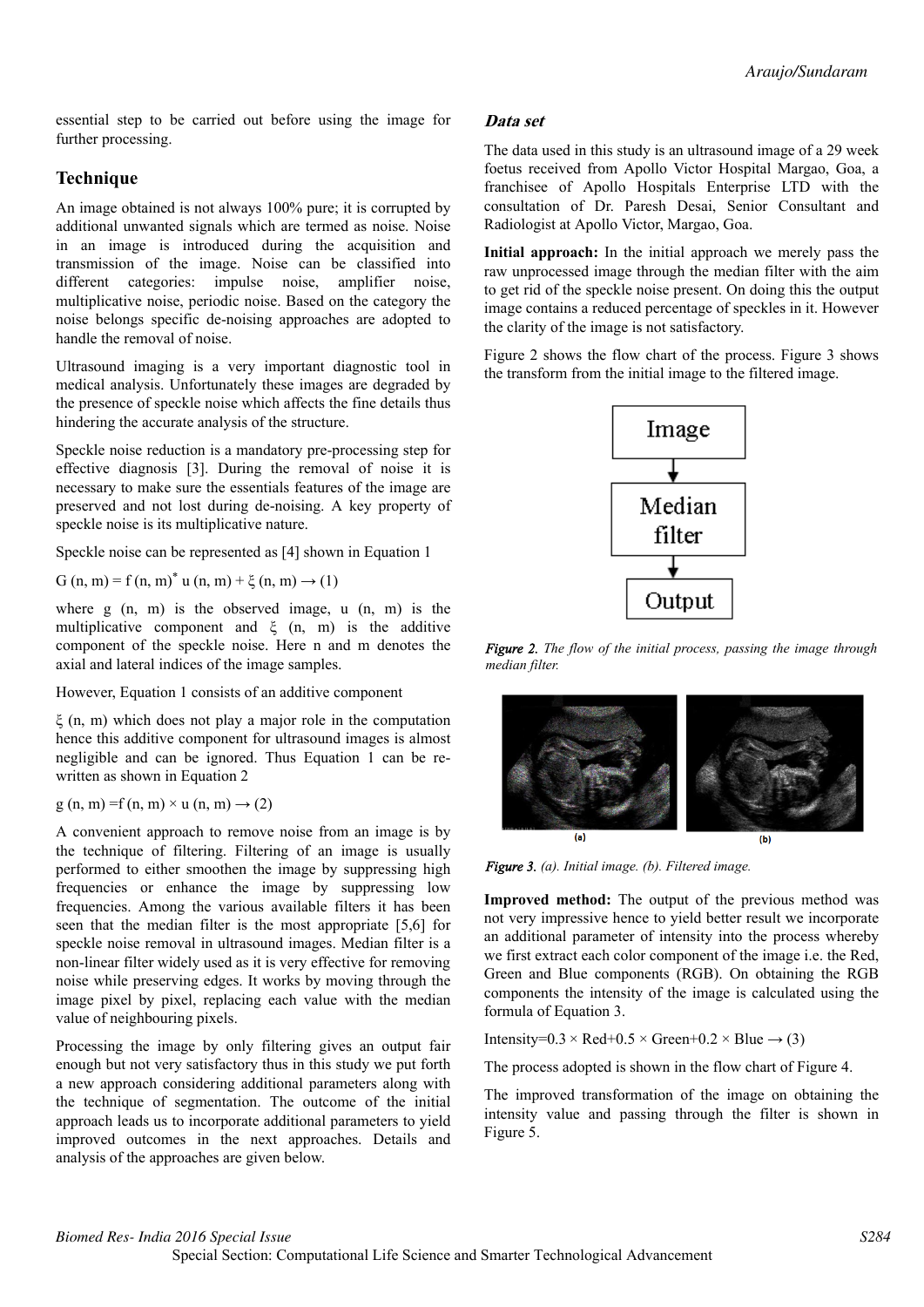essential step to be carried out before using the image for further processing.

## Technique

An image obtained is not always 100% pure; it is corrupted by additional unwanted signals which are termed as noise. Noise in an image is introduced during the acquisition and transmission of the image. Noise can be classified into different categories: impulse noise, amplifier noise, multiplicative noise, periodic noise. Based on the category the noise belongs specific de-noising approaches are adopted to handle the removal of noise.

Ultrasound imaging is a very important diagnostic tool in medical analysis. Unfortunately these images are degraded by the presence of speckle noise which affects the fine details thus hindering the accurate analysis of the structure.

Speckle noise reduction is a mandatory pre-processing step for effective diagnosis [3]. During the removal of noise it is necessary to make sure the essentials features of the image are preserved and not lost during de-noising. A key property of speckle noise is its multiplicative nature.

Speckle noise can be represented as [4] shown in Equation 1

$G(n, m) = f(n, m)^{*} u(n, m) + \xi(n, m) \rightarrow (1)$

where g (n, m) is the observed image, u (n, m) is the multiplicative component and ξ (n, m) is the additive component of the speckle noise. Here n and m denotes the axial and lateral indices of the image samples.

However, Equation 1 consists of an additive component

ξ (n, m) which does not play a major role in the computation hence this additive component for ultrasound images is almost negligible and can be ignored. Thus Equation 1 can be re-written as shown in Equation 2

$g(n, m) = f(n, m) \times u(n, m) \rightarrow (2)$

A convenient approach to remove noise from an image is by the technique of filtering. Filtering of an image is usually performed to either smoothen the image by suppressing high frequencies or enhance the image by suppressing low frequencies. Among the various available filters it has been seen that the median filter is the most appropriate [5,6] for speckle noise removal in ultrasound images. Median filter is a non-linear filter widely used as it is very effective for removing noise while preserving edges. It works by moving through the image pixel by pixel, replacing each value with the median value of neighbouring pixels.

Processing the image by only filtering gives an output fair enough but not very satisfactory thus in this study we put forth a new approach considering additional parameters along with the technique of segmentation. The outcome of the initial approach leads us to incorporate additional parameters to yield improved outcomes in the next approaches. Details and analysis of the approaches are given below.

### *Data set*

The data used in this study is an ultrasound image of a 29 week foetus received from Apollo Victor Hospital Margao, Goa, a franchisee of Apollo Hospitals Enterprise LTD with the consultation of Dr. Paresh Desai, Senior Consultant and Radiologist at Apollo Victor, Margao, Goa.

**Initial approach:** In the initial approach we merely pass the raw unprocessed image through the median filter with the aim to get rid of the speckle noise present. On doing this the output image contains a reduced percentage of speckles in it. However the clarity of the image is not satisfactory.

Figure 2 shows the flow chart of the process. Figure 3 shows the transform from the initial image to the filtered image.

Image → Median filter → Output

***Figure 2.*** *The flow of the initial process, passing the image through median filter.*

(a) (b)

***Figure 3.*** *(a). Initial image. (b). Filtered image.*

**Improved method:** The output of the previous method was not very impressive hence to yield better result we incorporate an additional parameter of intensity into the process whereby we first extract each color component of the image i.e. the Red, Green and Blue components (RGB). On obtaining the RGB components the intensity of the image is calculated using the formula of Equation 3.

$\text{Intensity} = 0.3 \times \text{Red} + 0.5 \times \text{Green} + 0.2 \times \text{Blue} \rightarrow (3)$

The process adopted is shown in the flow chart of Figure 4.

The improved transformation of the image on obtaining the intensity value and passing through the filter is shown in Figure 5.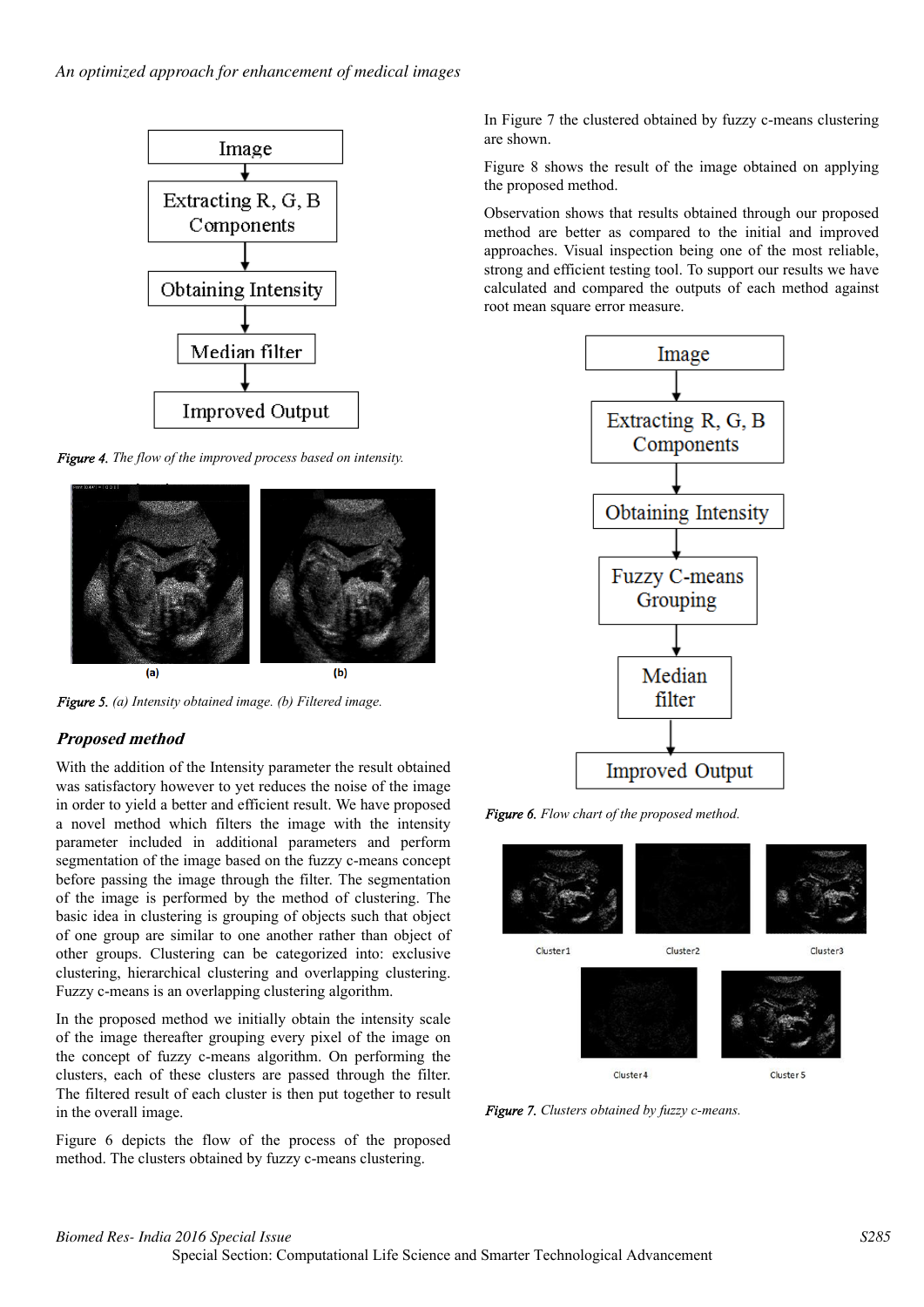Figure 4. The flow of the improved process based on intensity.

Figure 5. (a) Intensity obtained image. (b) Filtered image.

### Proposed method

With the addition of the Intensity parameter the result obtained was satisfactory however to yet reduces the noise of the image in order to yield a better and efficient result. We have proposed a novel method which filters the image with the intensity parameter included in additional parameters and perform segmentation of the image based on the fuzzy c-means concept before passing the image through the filter. The segmentation of the image is performed by the method of clustering. The basic idea in clustering is grouping of objects such that object of one group are similar to one another rather than object of other groups. Clustering can be categorized into: exclusive clustering, hierarchical clustering and overlapping clustering. Fuzzy c-means is an overlapping clustering algorithm.

In the proposed method we initially obtain the intensity scale of the image thereafter grouping every pixel of the image on the concept of fuzzy c-means algorithm. On performing the clusters, each of these clusters are passed through the filter. The filtered result of each cluster is then put together to result in the overall image.

Figure 6 depicts the flow of the process of the proposed method. The clusters obtained by fuzzy c-means clustering.

In Figure 7 the clustered obtained by fuzzy c-means clustering are shown.

Figure 8 shows the result of the image obtained on applying the proposed method.

Observation shows that results obtained through our proposed method are better as compared to the initial and improved approaches. Visual inspection being one of the most reliable, strong and efficient testing tool. To support our results we have calculated and compared the outputs of each method against root mean square error measure.

Figure 6. Flow chart of the proposed method.

Figure 7. Clusters obtained by fuzzy c-means.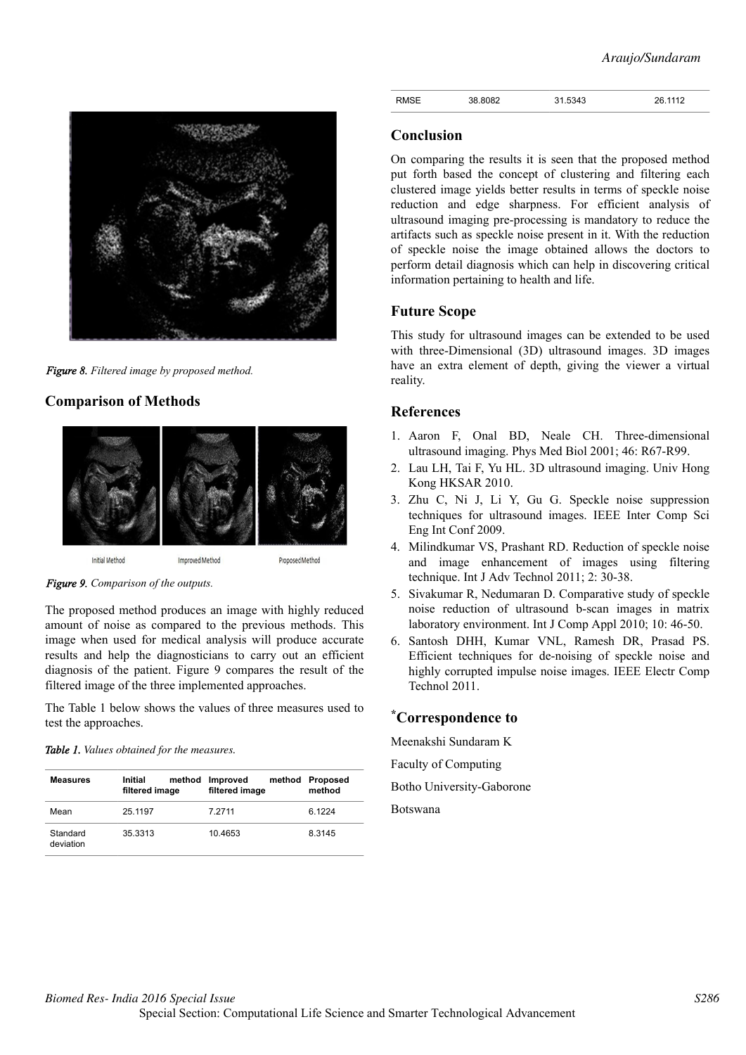*Figure 8. Filtered image by proposed method.*

## Comparison of Methods

Initial Method

Improved Method

Proposed Method

*Figure 9. Comparison of the outputs.*

The proposed method produces an image with highly reduced amount of noise as compared to the previous methods. This image when used for medical analysis will produce accurate results and help the diagnosticians to carry out an efficient diagnosis of the patient. Figure 9 compares the result of the filtered image of the three implemented approaches.

The Table 1 below shows the values of three measures used to test the approaches.

*Table 1. Values obtained for the measures.*

| Measures | Initial method filtered image | Improved method filtered image | Proposed method |
|---|---|---|---|
| Mean | 25.1197 | 7.2711 | 6.1224 |
| Standard deviation | 35.3313 | 10.4653 | 8.3145 |
| RMSE | 38.8082 | 31.5343 | 26.1112 |

## Conclusion

On comparing the results it is seen that the proposed method put forth based the concept of clustering and filtering each clustered image yields better results in terms of speckle noise reduction and edge sharpness. For efficient analysis of ultrasound imaging pre-processing is mandatory to reduce the artifacts such as speckle noise present in it. With the reduction of speckle noise the image obtained allows the doctors to perform detail diagnosis which can help in discovering critical information pertaining to health and life.

## Future Scope

This study for ultrasound images can be extended to be used with three-Dimensional (3D) ultrasound images. 3D images have an extra element of depth, giving the viewer a virtual reality.

## References

1. Aaron F, Onal BD, Neale CH. Three-dimensional ultrasound imaging. Phys Med Biol 2001; 46: R67-R99.
2. Lau LH, Tai F, Yu HL. 3D ultrasound imaging. Univ Hong Kong HKSAR 2010.
3. Zhu C, Ni J, Li Y, Gu G. Speckle noise suppression techniques for ultrasound images. IEEE Inter Comp Sci Eng Int Conf 2009.
4. Milindkumar VS, Prashant RD. Reduction of speckle noise and image enhancement of images using filtering technique. Int J Adv Technol 2011; 2: 30-38.
5. Sivakumar R, Nedumaran D. Comparative study of speckle noise reduction of ultrasound b-scan images in matrix laboratory environment. Int J Comp Appl 2010; 10: 46-50.
6. Santosh DHH, Kumar VNL, Ramesh DR, Prasad PS. Efficient techniques for de-noising of speckle noise and highly corrupted impulse noise images. IEEE Electr Comp Technol 2011.

## *Correspondence to

Meenakshi Sundaram K

Faculty of Computing

Botho University-Gaborone

Botswana